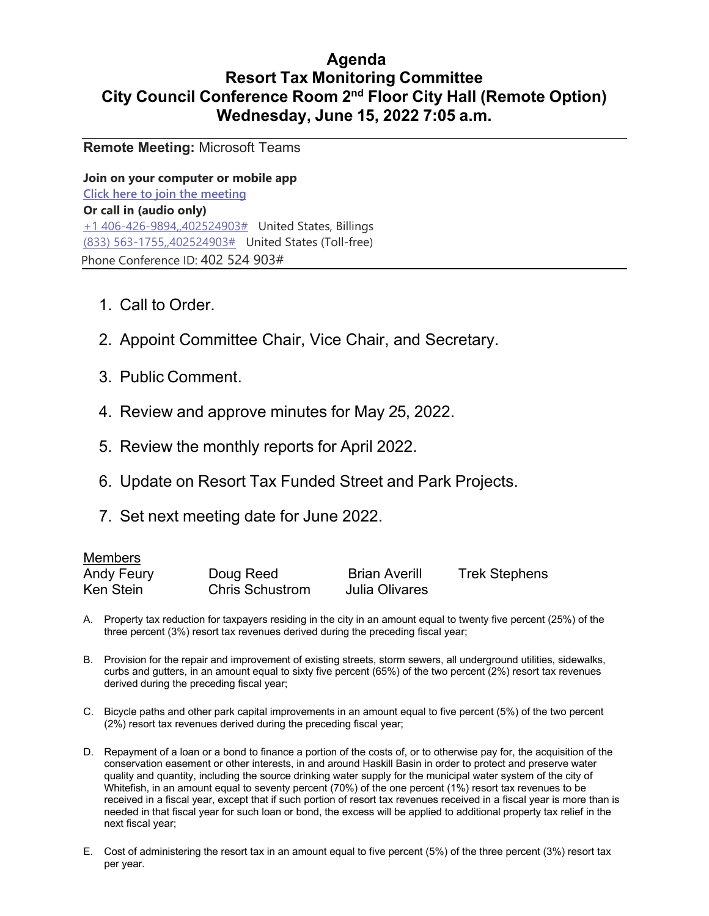# Agenda
# Resort Tax Monitoring Committee
# City Council Conference Room 2nd Floor City Hall (Remote Option)
# Wednesday, June 15, 2022 7:05 a.m.

---

**Remote Meeting:** Microsoft Teams

**Join on your computer or mobile app**
**Click here to join the meeting**
**Or call in (audio only)**
+1 406-426-9894,,402524903#   United States, Billings
(833) 563-1755,,402524903#   United States (Toll-free)
Phone Conference ID: 402 524 903#

---

1. Call to Order.
2. Appoint Committee Chair, Vice Chair, and Secretary.
3. Public Comment.
4. Review and approve minutes for May 25, 2022.
5. Review the monthly reports for April 2022.
6. Update on Resort Tax Funded Street and Park Projects.
7. Set next meeting date for June 2022.

Members

| | | | |
|---|---|---|---|
| Andy Feury | Doug Reed | Brian Averill | Trek Stephens |
| Ken Stein | Chris Schustrom | Julia Olivares | |

A. Property tax reduction for taxpayers residing in the city in an amount equal to twenty five percent (25%) of the three percent (3%) resort tax revenues derived during the preceding fiscal year;

B. Provision for the repair and improvement of existing streets, storm sewers, all underground utilities, sidewalks, curbs and gutters, in an amount equal to sixty five percent (65%) of the two percent (2%) resort tax revenues derived during the preceding fiscal year;

C. Bicycle paths and other park capital improvements in an amount equal to five percent (5%) of the two percent (2%) resort tax revenues derived during the preceding fiscal year;

D. Repayment of a loan or a bond to finance a portion of the costs of, or to otherwise pay for, the acquisition of the conservation easement or other interests, in and around Haskill Basin in order to protect and preserve water quality and quantity, including the source drinking water supply for the municipal water system of the city of Whitefish, in an amount equal to seventy percent (70%) of the one percent (1%) resort tax revenues to be received in a fiscal year, except that if such portion of resort tax revenues received in a fiscal year is more than is needed in that fiscal year for such loan or bond, the excess will be applied to additional property tax relief in the next fiscal year;

E. Cost of administering the resort tax in an amount equal to five percent (5%) of the three percent (3%) resort tax per year.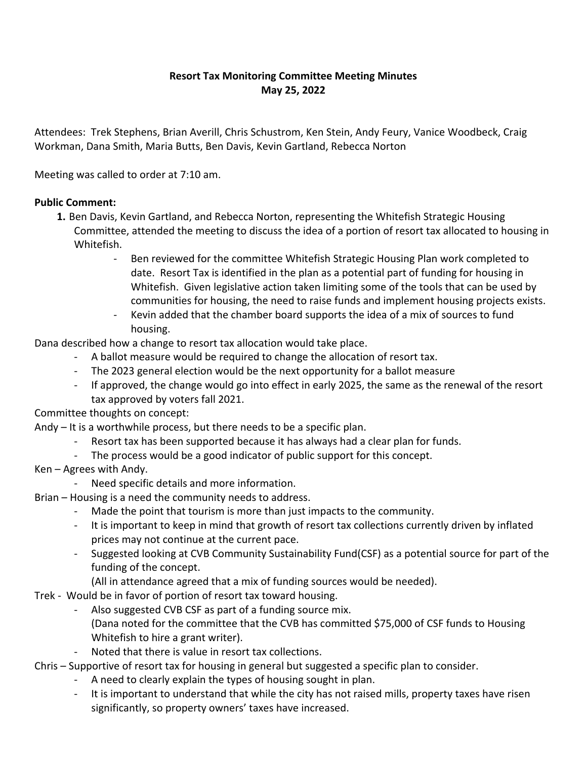**Resort Tax Monitoring Committee Meeting Minutes**
**May 25, 2022**

Attendees: Trek Stephens, Brian Averill, Chris Schustrom, Ken Stein, Andy Feury, Vanice Woodbeck, Craig Workman, Dana Smith, Maria Butts, Ben Davis, Kevin Gartland, Rebecca Norton

Meeting was called to order at 7:10 am.

**Public Comment:**

1. Ben Davis, Kevin Gartland, and Rebecca Norton, representing the Whitefish Strategic Housing Committee, attended the meeting to discuss the idea of a portion of resort tax allocated to housing in Whitefish.
    - Ben reviewed for the committee Whitefish Strategic Housing Plan work completed to date. Resort Tax is identified in the plan as a potential part of funding for housing in Whitefish. Given legislative action taken limiting some of the tools that can be used by communities for housing, the need to raise funds and implement housing projects exists.
    - Kevin added that the chamber board supports the idea of a mix of sources to fund housing.

Dana described how a change to resort tax allocation would take place.

- A ballot measure would be required to change the allocation of resort tax.
- The 2023 general election would be the next opportunity for a ballot measure
- If approved, the change would go into effect in early 2025, the same as the renewal of the resort tax approved by voters fall 2021.

Committee thoughts on concept:

Andy – It is a worthwhile process, but there needs to be a specific plan.

- Resort tax has been supported because it has always had a clear plan for funds.
- The process would be a good indicator of public support for this concept.

Ken – Agrees with Andy.

- Need specific details and more information.

Brian – Housing is a need the community needs to address.

- Made the point that tourism is more than just impacts to the community.
- It is important to keep in mind that growth of resort tax collections currently driven by inflated prices may not continue at the current pace.
- Suggested looking at CVB Community Sustainability Fund(CSF) as a potential source for part of the funding of the concept.
  (All in attendance agreed that a mix of funding sources would be needed).

Trek - Would be in favor of portion of resort tax toward housing.

- Also suggested CVB CSF as part of a funding source mix.
  (Dana noted for the committee that the CVB has committed $75,000 of CSF funds to Housing Whitefish to hire a grant writer).
- Noted that there is value in resort tax collections.

Chris – Supportive of resort tax for housing in general but suggested a specific plan to consider.

- A need to clearly explain the types of housing sought in plan.
- It is important to understand that while the city has not raised mills, property taxes have risen significantly, so property owners' taxes have increased.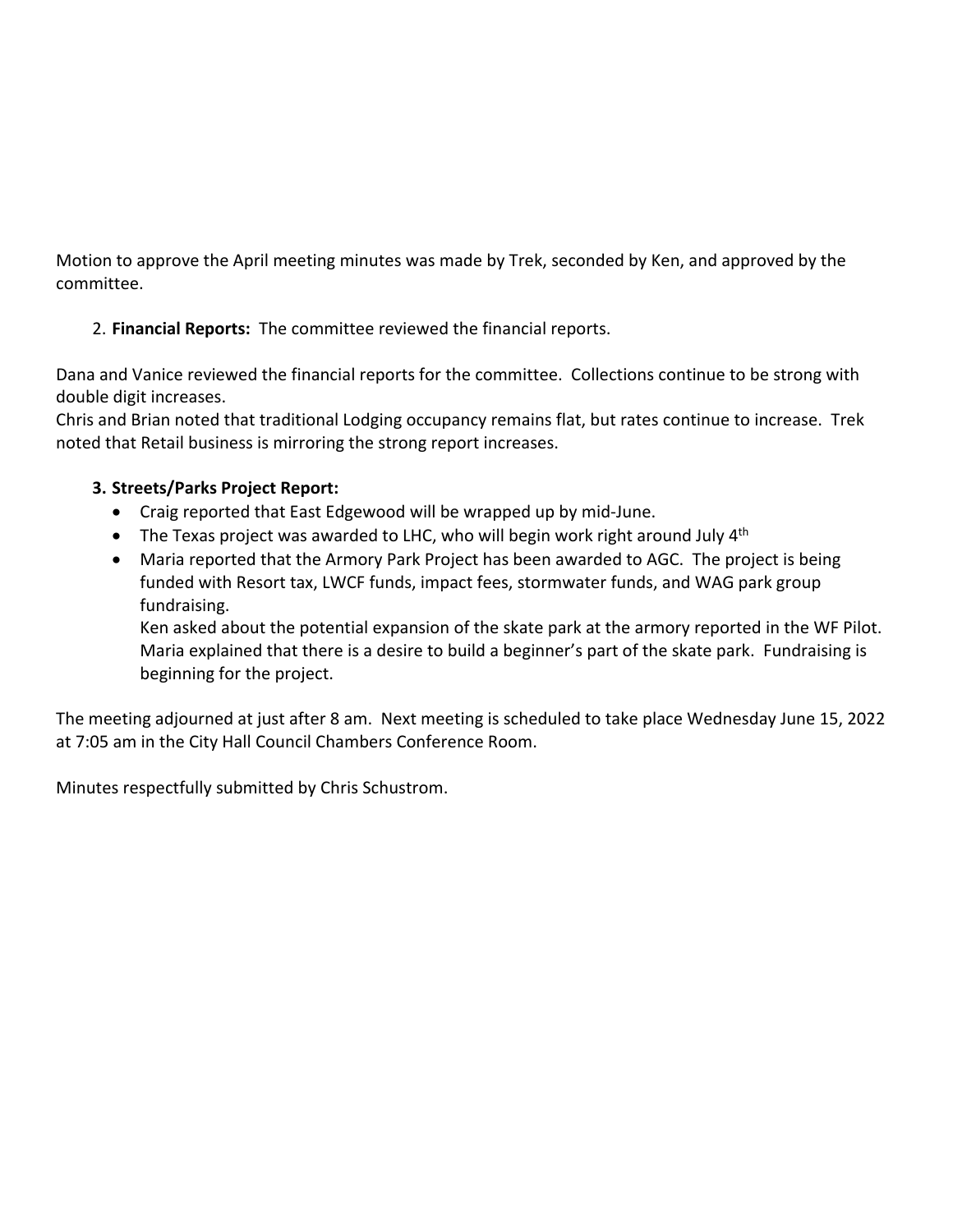Motion to approve the April meeting minutes was made by Trek, seconded by Ken, and approved by the committee.

2. **Financial Reports:** The committee reviewed the financial reports.

Dana and Vanice reviewed the financial reports for the committee. Collections continue to be strong with double digit increases.
Chris and Brian noted that traditional Lodging occupancy remains flat, but rates continue to increase. Trek noted that Retail business is mirroring the strong report increases.

3. **Streets/Parks Project Report:**
   - Craig reported that East Edgewood will be wrapped up by mid-June.
   - The Texas project was awarded to LHC, who will begin work right around July 4th
   - Maria reported that the Armory Park Project has been awarded to AGC. The project is being funded with Resort tax, LWCF funds, impact fees, stormwater funds, and WAG park group fundraising.
     Ken asked about the potential expansion of the skate park at the armory reported in the WF Pilot. Maria explained that there is a desire to build a beginner's part of the skate park. Fundraising is beginning for the project.

The meeting adjourned at just after 8 am. Next meeting is scheduled to take place Wednesday June 15, 2022 at 7:05 am in the City Hall Council Chambers Conference Room.

Minutes respectfully submitted by Chris Schustrom.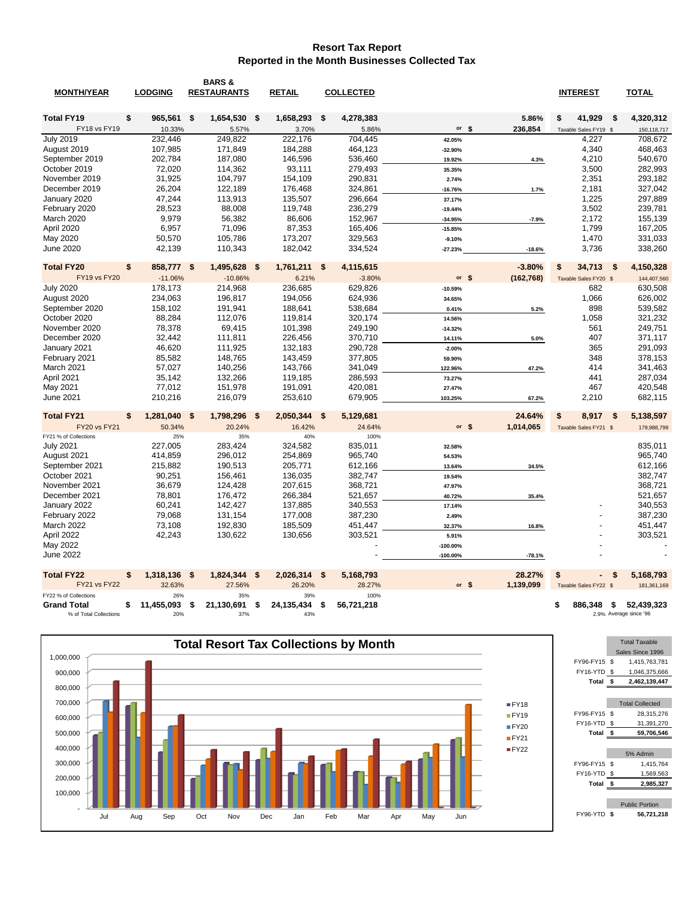# Resort Tax Report
## Reported in the Month Businesses Collected Tax

| MONTH/YEAR | LODGING | BARS & RESTAURANTS | RETAIL | COLLECTED | | | INTEREST | TOTAL |
|---|---|---|---|---|---|---|---|---|
| **Total FY19** | **$ 965,561** | **$ 1,654,530** | **$ 1,658,293** | **$ 4,278,383** | | **5.86%** | **$ 41,929** | **$ 4,320,312** |
| FY18 vs FY19 | 10.33% | 5.57% | 3.70% | 5.86% | or $ | 236,854 | Taxable Sales FY19 $ | 150,118,717 |
| July 2019 | 232,446 | 249,822 | 222,176 | 704,445 | 42.05% | | 4,227 | 708,672 |
| August 2019 | 107,985 | 171,849 | 184,288 | 464,123 | -32.90% | | 4,340 | 468,463 |
| September 2019 | 202,784 | 187,080 | 146,596 | 536,460 | 19.92% | 4.3% | 4,210 | 540,670 |
| October 2019 | 72,020 | 114,362 | 93,111 | 279,493 | 35.35% | | 3,500 | 282,993 |
| November 2019 | 31,925 | 104,797 | 154,109 | 290,831 | 2.74% | | 2,351 | 293,182 |
| December 2019 | 26,204 | 122,189 | 176,468 | 324,861 | -16.76% | 1.7% | 2,181 | 327,042 |
| January 2020 | 47,244 | 113,913 | 135,507 | 296,664 | 37.17% | | 1,225 | 297,889 |
| February 2020 | 28,523 | 88,008 | 119,748 | 236,279 | -19.44% | | 3,502 | 239,781 |
| March 2020 | 9,979 | 56,382 | 86,606 | 152,967 | -34.95% | -7.9% | 2,172 | 155,139 |
| April 2020 | 6,957 | 71,096 | 87,353 | 165,406 | -15.85% | | 1,799 | 167,205 |
| May 2020 | 50,570 | 105,786 | 173,207 | 329,563 | -9.10% | | 1,470 | 331,033 |
| June 2020 | 42,139 | 110,343 | 182,042 | 334,524 | -27.23% | -18.6% | 3,736 | 338,260 |
| **Total FY20** | **$ 858,777** | **$ 1,495,628** | **$ 1,761,211** | **$ 4,115,615** | | **-3.80%** | **$ 34,713** | **$ 4,150,328** |
| FY19 vs FY20 | -11.06% | -10.86% | 6.21% | -3.80% | or $ | (162,768) | Taxable Sales FY20 $ | 144,407,560 |
| July 2020 | 178,173 | 214,968 | 236,685 | 629,826 | -10.59% | | 682 | 630,508 |
| August 2020 | 234,063 | 196,817 | 194,056 | 624,936 | 34.65% | | 1,066 | 626,002 |
| September 2020 | 158,102 | 191,941 | 188,641 | 538,684 | 0.41% | 5.2% | 898 | 539,582 |
| October 2020 | 88,284 | 112,076 | 119,814 | 320,174 | 14.56% | | 1,058 | 321,232 |
| November 2020 | 78,378 | 69,415 | 101,398 | 249,190 | -14.32% | | 561 | 249,751 |
| December 2020 | 32,442 | 111,811 | 226,456 | 370,710 | 14.11% | 5.0% | 407 | 371,117 |
| January 2021 | 46,620 | 111,925 | 132,183 | 290,728 | -2.00% | | 365 | 291,093 |
| February 2021 | 85,582 | 148,765 | 143,459 | 377,805 | 59.90% | | 348 | 378,153 |
| March 2021 | 57,027 | 140,256 | 143,766 | 341,049 | 122.96% | 47.2% | 414 | 341,463 |
| April 2021 | 35,142 | 132,266 | 119,185 | 286,593 | 73.27% | | 441 | 287,034 |
| May 2021 | 77,012 | 151,978 | 191,091 | 420,081 | 27.47% | | 467 | 420,548 |
| June 2021 | 210,216 | 216,079 | 253,610 | 679,905 | 103.25% | 67.2% | 2,210 | 682,115 |
| **Total FY21** | **$ 1,281,040** | **$ 1,798,296** | **$ 2,050,344** | **$ 5,129,681** | | **24.64%** | **$ 8,917** | **$ 5,138,597** |
| FY20 vs FY21 | 50.34% | 20.24% | 16.42% | 24.64% | or $ | 1,014,065 | Taxable Sales FY21 $ | 179,988,799 |
| FY21 % of Collections | 25% | 35% | 40% | 100% | | | | |
| July 2021 | 227,005 | 283,424 | 324,582 | 835,011 | 32.58% | | | 835,011 |
| August 2021 | 414,859 | 296,012 | 254,869 | 965,740 | 54.53% | | | 965,740 |
| September 2021 | 215,882 | 190,513 | 205,771 | 612,166 | 13.64% | 34.5% | | 612,166 |
| October 2021 | 90,251 | 156,461 | 136,035 | 382,747 | 19.54% | | | 382,747 |
| November 2021 | 36,679 | 124,428 | 207,615 | 368,721 | 47.97% | | | 368,721 |
| December 2021 | 78,801 | 176,472 | 266,384 | 521,657 | 40.72% | 35.4% | | 521,657 |
| January 2022 | 60,241 | 142,427 | 137,885 | 340,553 | 17.14% | | - | 340,553 |
| February 2022 | 79,068 | 131,154 | 177,008 | 387,230 | 2.49% | | - | 387,230 |
| March 2022 | 73,108 | 192,830 | 185,509 | 451,447 | 32.37% | 16.8% | - | 451,447 |
| April 2022 | 42,243 | 130,622 | 130,656 | 303,521 | 5.91% | | - | 303,521 |
| May 2022 | | | | - | -100.00% | | - | - |
| June 2022 | | | | - | -100.00% | -78.1% | - | - |
| **Total FY22** | **$ 1,318,136** | **$ 1,824,344** | **$ 2,026,314** | **$ 5,168,793** | | **28.27%** | **$ -** | **$ 5,168,793** |
| FY21 vs FY22 | 32.63% | 27.56% | 26.20% | 28.27% | or $ | 1,139,099 | Taxable Sales FY22 $ | 181,361,169 |
| FY22 % of Collections | 26% | 35% | 39% | 100% | | | | |
| **Grand Total** | **$ 11,455,093** | **$ 21,130,691** | **$ 24,135,434** | **$ 56,721,218** | | | **$ 886,348** | **$ 52,439,323** |
| % of Total Collections | 20% | 37% | 43% | | | | | 2.9% Average since '96 |

## Total Resort Tax Collections by Month

| Total Taxable Sales Since 1996 | |
|---|---|
| FY96-FY15 $ | 1,415,763,781 |
| FY16-YTD $ | 1,046,375,666 |
| **Total $** | **2,462,139,447** |

| Total Collected | |
|---|---|
| FY96-FY15 $ | 28,315,276 |
| FY16-YTD $ | 31,391,270 |
| **Total $** | **59,706,546** |

| 5% Admin | |
|---|---|
| FY96-FY15 $ | 1,415,764 |
| FY16-YTD $ | 1,569,563 |
| **Total $** | **2,985,327** |

| Public Portion | |
|---|---|
| FY96-YTD $ | **56,721,218** |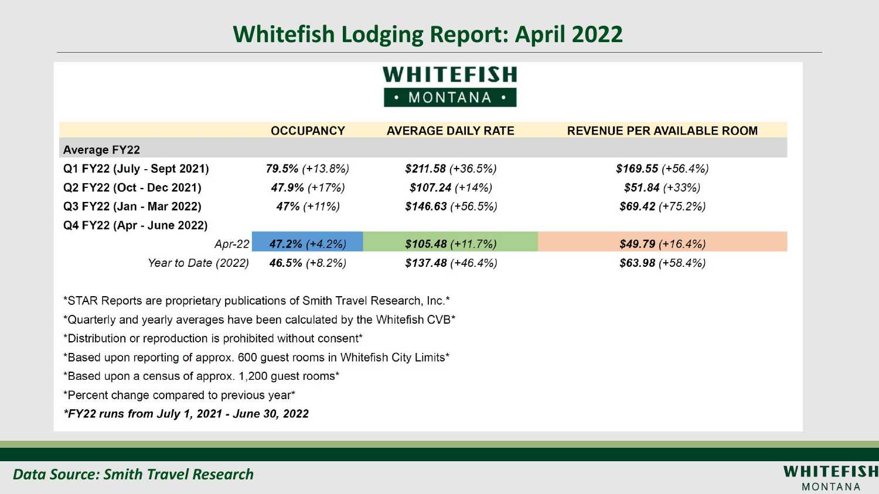# Whitefish Lodging Report: April 2022

WHITEFISH
• MONTANA •

| | OCCUPANCY | AVERAGE DAILY RATE | REVENUE PER AVAILABLE ROOM |
|---|---|---|---|
| **Average FY22** | | | |
| **Q1 FY22 (July - Sept 2021)** | ***79.5%*** *(+13.8%)* | ***$211.58*** *(+36.5%)* | ***$169.55*** *(+56.4%)* |
| **Q2 FY22 (Oct - Dec 2021)** | ***47.9%*** *(+17%)* | ***$107.24*** *(+14%)* | ***$51.84*** *(+33%)* |
| **Q3 FY22 (Jan - Mar 2022)** | ***47%*** *(+11%)* | ***$146.63*** *(+56.5%)* | ***$69.42*** *(+75.2%)* |
| **Q4 FY22 (Apr - June 2022)** | | | |
| *Apr-22* | ***47.2%*** *(+4.2%)* | ***$105.48*** *(+11.7%)* | ***$49.79*** *(+16.4%)* |
| *Year to Date (2022)* | ***46.5%*** *(+8.2%)* | ***$137.48*** *(+46.4%)* | ***$63.98*** *(+58.4%)* |

*STAR Reports are proprietary publications of Smith Travel Research, Inc.*

*Quarterly and yearly averages have been calculated by the Whitefish CVB*

*Distribution or reproduction is prohibited without consent*

*Based upon reporting of approx. 600 guest rooms in Whitefish City Limits*

*Based upon a census of approx. 1,200 guest rooms*

*Percent change compared to previous year*

***FY22 runs from July 1, 2021 - June 30, 2022***

*Data Source: Smith Travel Research*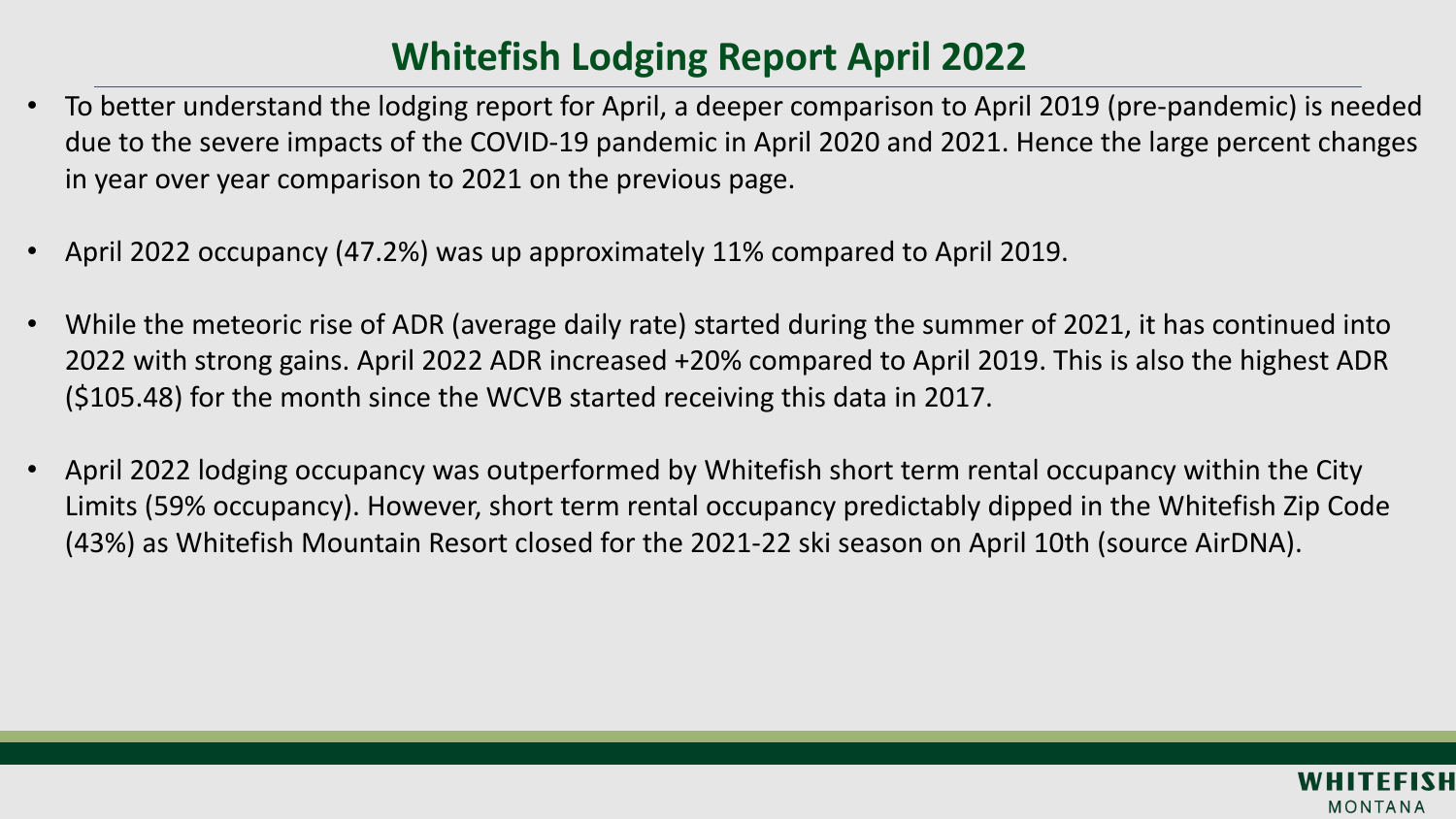# Whitefish Lodging Report April 2022

- To better understand the lodging report for April, a deeper comparison to April 2019 (pre-pandemic) is needed due to the severe impacts of the COVID-19 pandemic in April 2020 and 2021. Hence the large percent changes in year over year comparison to 2021 on the previous page.
- April 2022 occupancy (47.2%) was up approximately 11% compared to April 2019.
- While the meteoric rise of ADR (average daily rate) started during the summer of 2021, it has continued into 2022 with strong gains. April 2022 ADR increased +20% compared to April 2019. This is also the highest ADR ($105.48) for the month since the WCVB started receiving this data in 2017.
- April 2022 lodging occupancy was outperformed by Whitefish short term rental occupancy within the City Limits (59% occupancy). However, short term rental occupancy predictably dipped in the Whitefish Zip Code (43%) as Whitefish Mountain Resort closed for the 2021-22 ski season on April 10th (source AirDNA).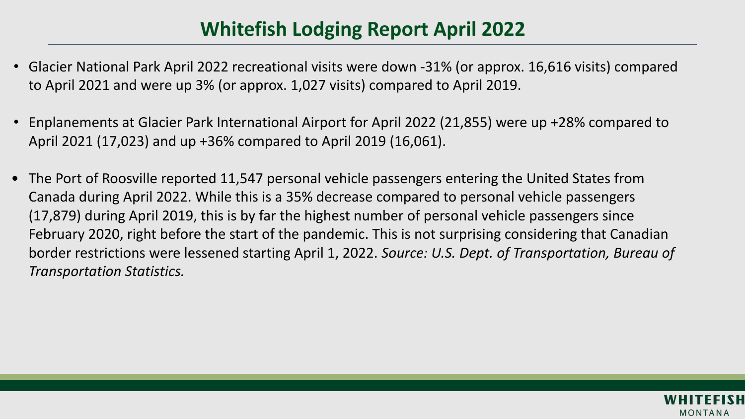# Whitefish Lodging Report April 2022

- Glacier National Park April 2022 recreational visits were down -31% (or approx. 16,616 visits) compared to April 2021 and were up 3% (or approx. 1,027 visits) compared to April 2019.
- Enplanements at Glacier Park International Airport for April 2022 (21,855) were up +28% compared to April 2021 (17,023) and up +36% compared to April 2019 (16,061).
- The Port of Roosville reported 11,547 personal vehicle passengers entering the United States from Canada during April 2022. While this is a 35% decrease compared to personal vehicle passengers (17,879) during April 2019, this is by far the highest number of personal vehicle passengers since February 2020, right before the start of the pandemic. This is not surprising considering that Canadian border restrictions were lessened starting April 1, 2022. *Source: U.S. Dept. of Transportation, Bureau of Transportation Statistics.*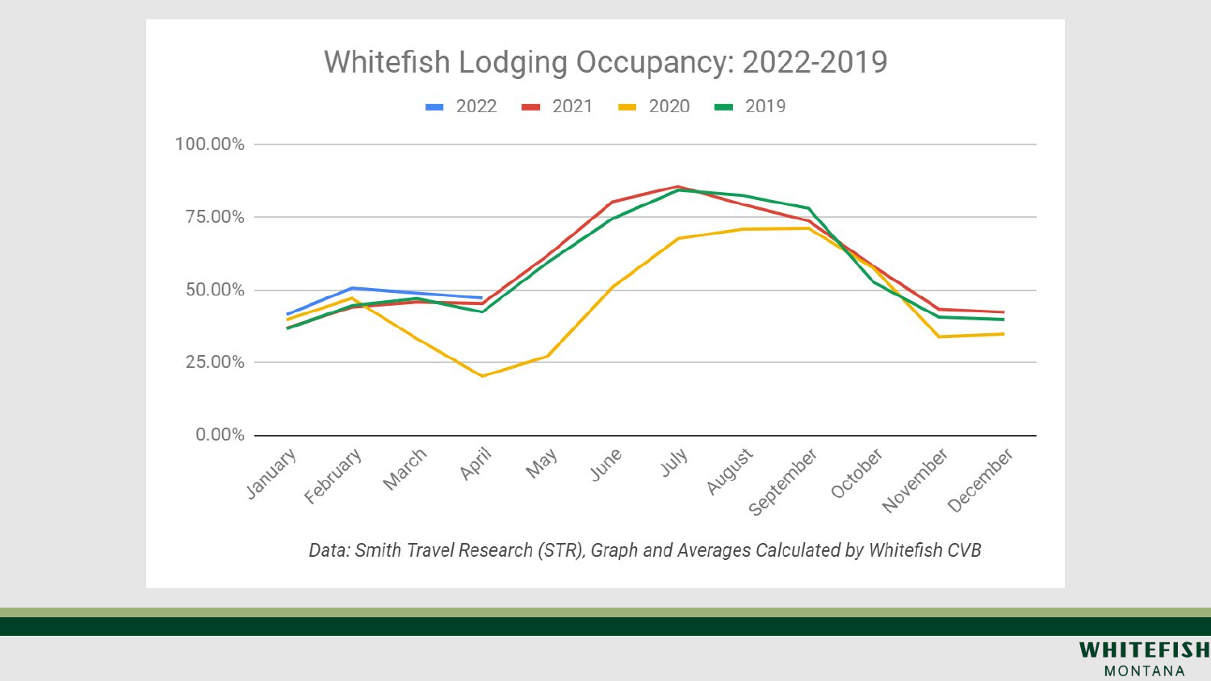# Whitefish Lodging Occupancy: 2022-2019

*Data: Smith Travel Research (STR), Graph and Averages Calculated by Whitefish CVB*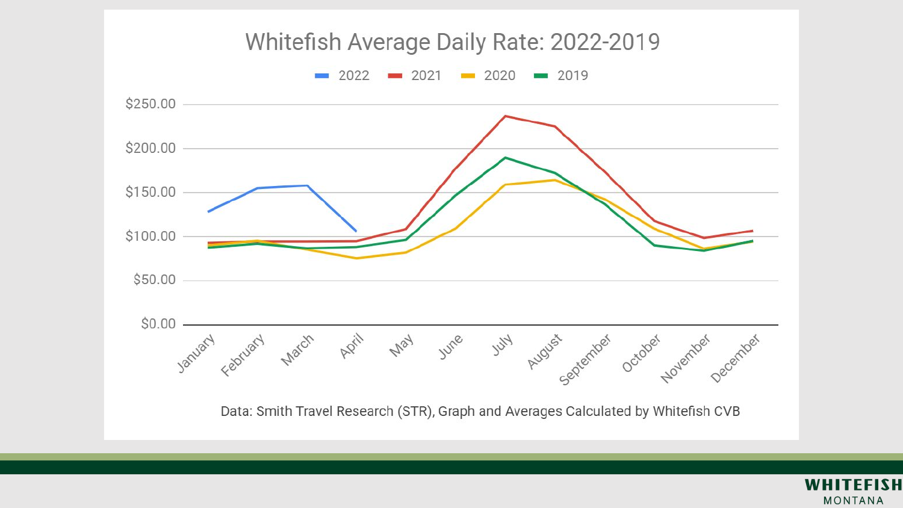# Whitefish Average Daily Rate: 2022-2019

2022 | 2021 | 2020 | 2019

$250.00
$200.00
$150.00
$100.00
$50.00
$0.00

January | February | March | April | May | June | July | August | September | October | November | December

Data: Smith Travel Research (STR), Graph and Averages Calculated by Whitefish CVB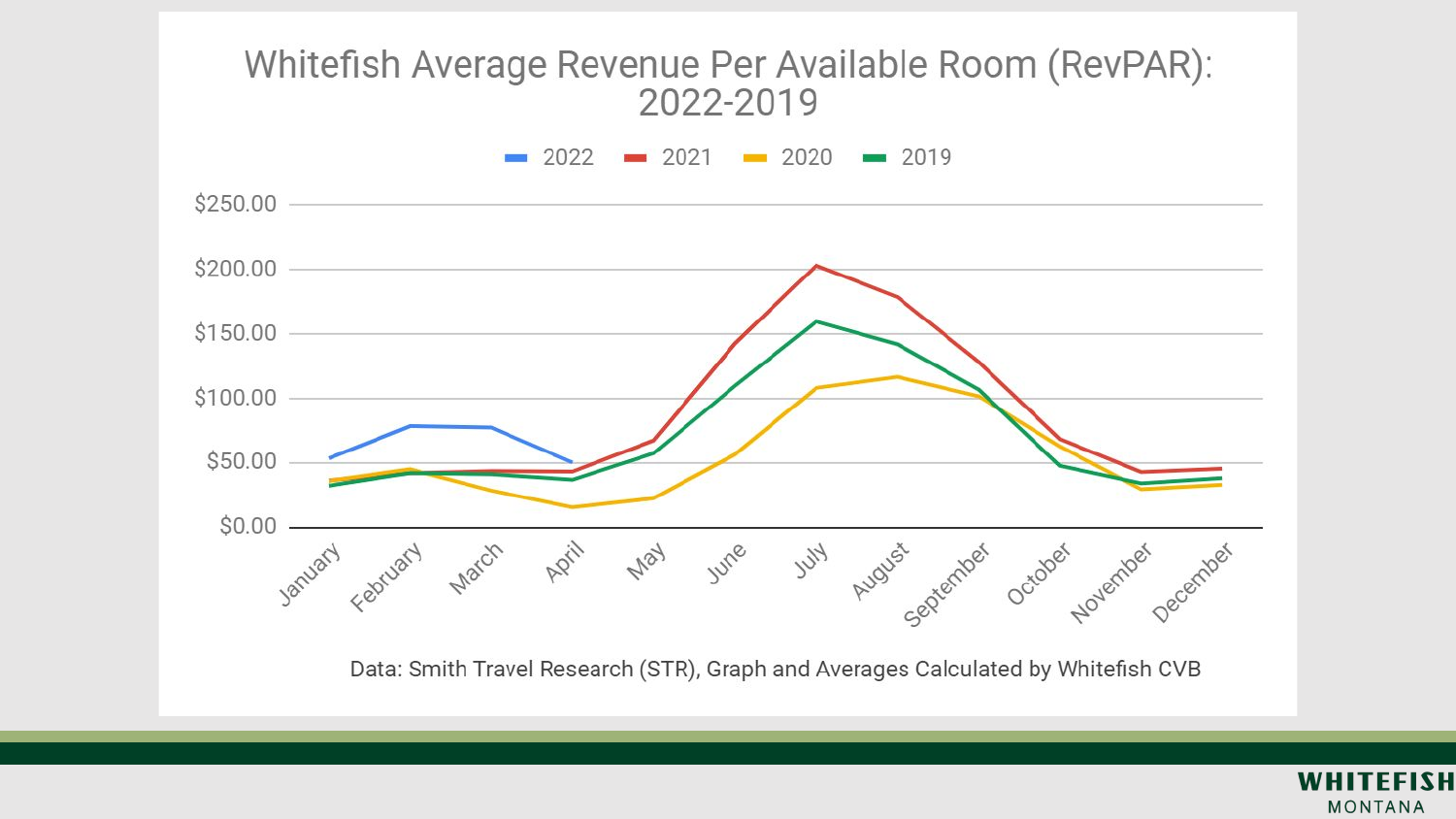# Whitefish Average Revenue Per Available Room (RevPAR): 2022-2019

Data: Smith Travel Research (STR), Graph and Averages Calculated by Whitefish CVB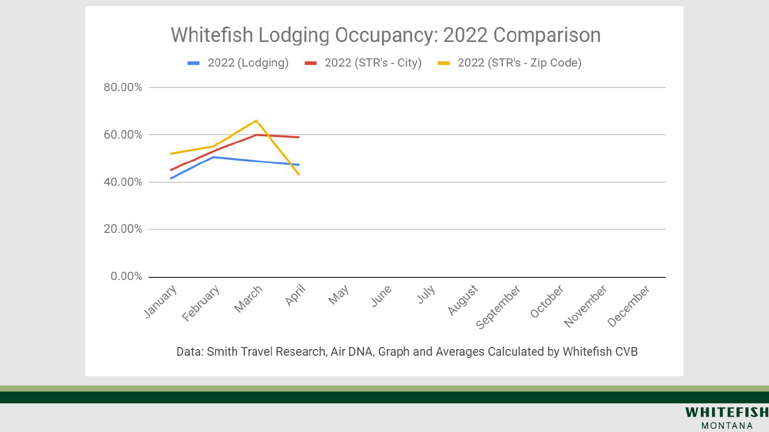# Whitefish Lodging Occupancy: 2022 Comparison

2022 (Lodging)
2022 (STR's - City)
2022 (STR's - Zip Code)

80.00%
60.00%
40.00%
20.00%
0.00%

January
February
March
April
May
June
July
August
September
October
November
December

Data: Smith Travel Research, Air DNA, Graph and Averages Calculated by Whitefish CVB

WHITEFISH
MONTANA